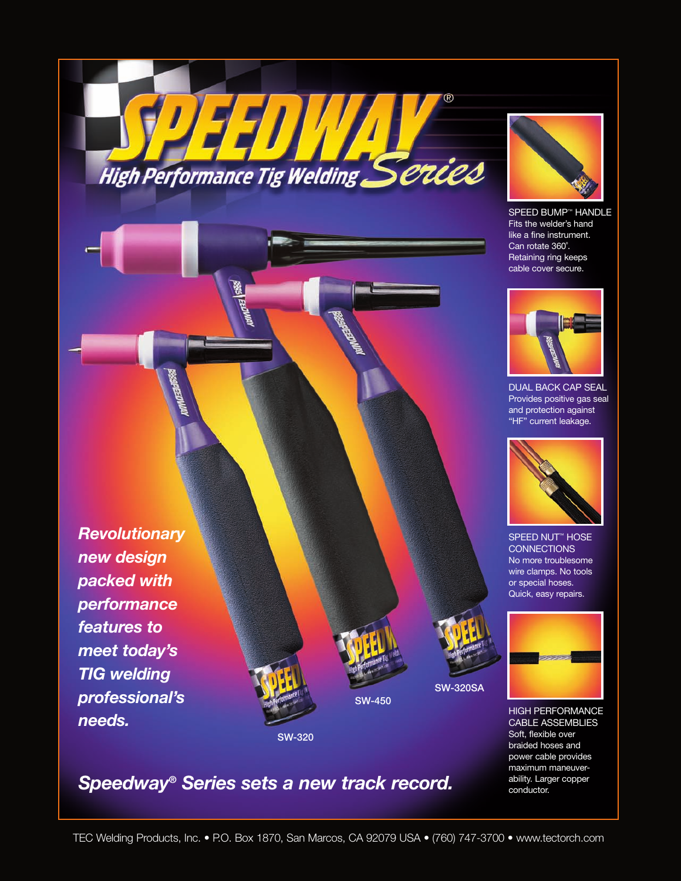# SPEEDWAY® Series

## High Performance Tig Welding Series

*Revolutionary new design packed with performance features to meet today's TIG welding professional's needs.*

SW-320

SW-450

SW-320SA

**SPEED BUMP™ HANDLE**
Fits the welder's hand like a fine instrument. Can rotate 360˚. Retaining ring keeps cable cover secure.

**DUAL BACK CAP SEAL**
Provides positive gas seal and protection against "HF" current leakage.

**SPEED NUT™ HOSE CONNECTIONS**
No more troublesome wire clamps. No tools or special hoses. Quick, easy repairs.

**HIGH PERFORMANCE CABLE ASSEMBLIES**
Soft, flexible over braided hoses and power cable provides maximum maneuverability. Larger copper conductor.

***Speedway® Series sets a new track record.***

TEC Welding Products, Inc. • P.O. Box 1870, San Marcos, CA 92079 USA • (760) 747-3700 • www.tectorch.com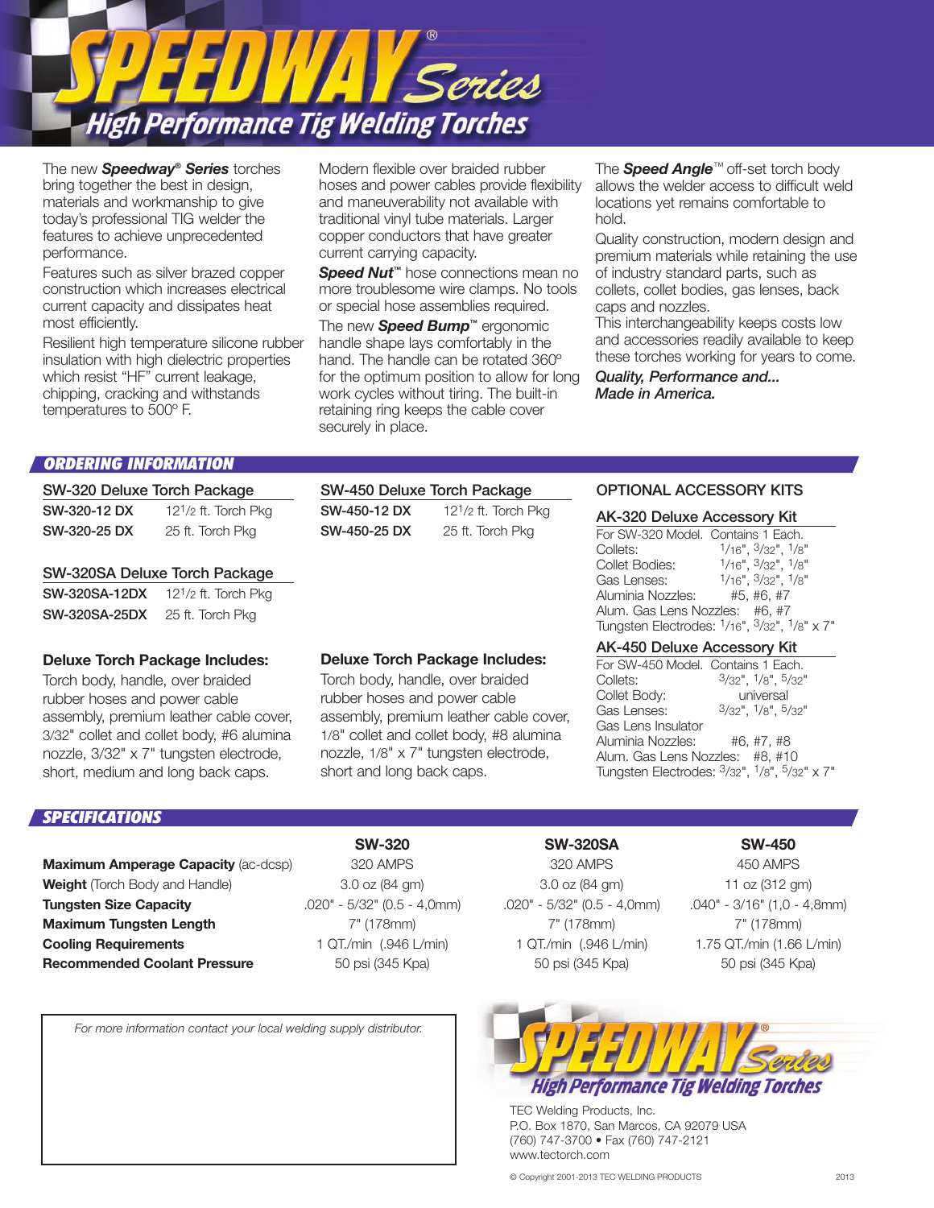# SPEEDWAY® Series

## High Performance Tig Welding Torches

The new ***Speedway® Series*** torches bring together the best in design, materials and workmanship to give today's professional TIG welder the features to achieve unprecedented performance.

Features such as silver brazed copper construction which increases electrical current capacity and dissipates heat most efficiently.

Resilient high temperature silicone rubber insulation with high dielectric properties which resist "HF" current leakage, chipping, cracking and withstands temperatures to 500º F.

Modern flexible over braided rubber hoses and power cables provide flexibility and maneuverability not available with traditional vinyl tube materials. Larger copper conductors that have greater current carrying capacity.

***Speed Nut™*** hose connections mean no more troublesome wire clamps. No tools or special hose assemblies required.

The new ***Speed Bump™*** ergonomic handle shape lays comfortably in the hand. The handle can be rotated 360º for the optimum position to allow for long work cycles without tiring. The built-in retaining ring keeps the cable cover securely in place.

The ***Speed Angle™*** off-set torch body allows the welder access to difficult weld locations yet remains comfortable to hold.

Quality construction, modern design and premium materials while retaining the use of industry standard parts, such as collets, collet bodies, gas lenses, back caps and nozzles.

This interchangeability keeps costs low and accessories readily available to keep these torches working for years to come.

***Quality, Performance and... Made in America.***

## ORDERING INFORMATION

### SW-320 Deluxe Torch Package

| | |
|---|---|
| **SW-320-12 DX** | 12 1/2 ft. Torch Pkg |
| **SW-320-25 DX** | 25 ft. Torch Pkg |

### SW-320SA Deluxe Torch Package

| | |
|---|---|
| **SW-320SA-12DX** | 12 1/2 ft. Torch Pkg |
| **SW-320SA-25DX** | 25 ft. Torch Pkg |

**Deluxe Torch Package Includes:**
Torch body, handle, over braided rubber hoses and power cable assembly, premium leather cable cover, 3/32" collet and collet body, #6 alumina nozzle, 3/32" x 7" tungsten electrode, short, medium and long back caps.

### SW-450 Deluxe Torch Package

| | |
|---|---|
| **SW-450-12 DX** | 12 1/2 ft. Torch Pkg |
| **SW-450-25 DX** | 25 ft. Torch Pkg |

**Deluxe Torch Package Includes:**
Torch body, handle, over braided rubber hoses and power cable assembly, premium leather cable cover, 1/8" collet and collet body, #8 alumina nozzle, 1/8" x 7" tungsten electrode, short and long back caps.

### OPTIONAL ACCESSORY KITS

**AK-320 Deluxe Accessory Kit**

For SW-320 Model. Contains 1 Each.

| | |
|---|---|
| Collets: | 1/16", 3/32", 1/8" |
| Collet Bodies: | 1/16", 3/32", 1/8" |
| Gas Lenses: | 1/16", 3/32", 1/8" |
| Aluminia Nozzles: | #5, #6, #7 |
| Alum. Gas Lens Nozzles: | #6, #7 |
| Tungsten Electrodes: | 1/16", 3/32", 1/8" x 7" |

**AK-450 Deluxe Accessory Kit**

For SW-450 Model. Contains 1 Each.

| | |
|---|---|
| Collets: | 3/32", 1/8", 5/32" |
| Collet Body: | universal |
| Gas Lenses: | 3/32", 1/8", 5/32" |
| Gas Lens Insulator | |
| Aluminia Nozzles: | #6, #7, #8 |
| Alum. Gas Lens Nozzles: | #8, #10 |
| Tungsten Electrodes: | 3/32", 1/8", 5/32" x 7" |

## SPECIFICATIONS

| | SW-320 | SW-320SA | SW-450 |
|---|---|---|---|
| **Maximum Amperage Capacity** (ac-dcsp) | 320 AMPS | 320 AMPS | 450 AMPS |
| **Weight** (Torch Body and Handle) | 3.0 oz (84 gm) | 3.0 oz (84 gm) | 11 oz (312 gm) |
| **Tungsten Size Capacity** | .020" - 5/32" (0.5 - 4,0mm) | .020" - 5/32" (0.5 - 4,0mm) | .040" - 3/16" (1,0 - 4,8mm) |
| **Maximum Tungsten Length** | 7" (178mm) | 7" (178mm) | 7" (178mm) |
| **Cooling Requirements** | 1 QT./min (.946 L/min) | 1 QT./min (.946 L/min) | 1.75 QT./min (1.66 L/min) |
| **Recommended Coolant Pressure** | 50 psi (345 Kpa) | 50 psi (345 Kpa) | 50 psi (345 Kpa) |

*For more information contact your local welding supply distributor.*

**SPEEDWAY® Series — High Performance Tig Welding Torches**

TEC Welding Products, Inc.
P.O. Box 1870, San Marcos, CA 92079 USA
(760) 747-3700 • Fax (760) 747-2121
www.tectorch.com

© Copyright 2001-2013 TEC WELDING PRODUCTS 2013